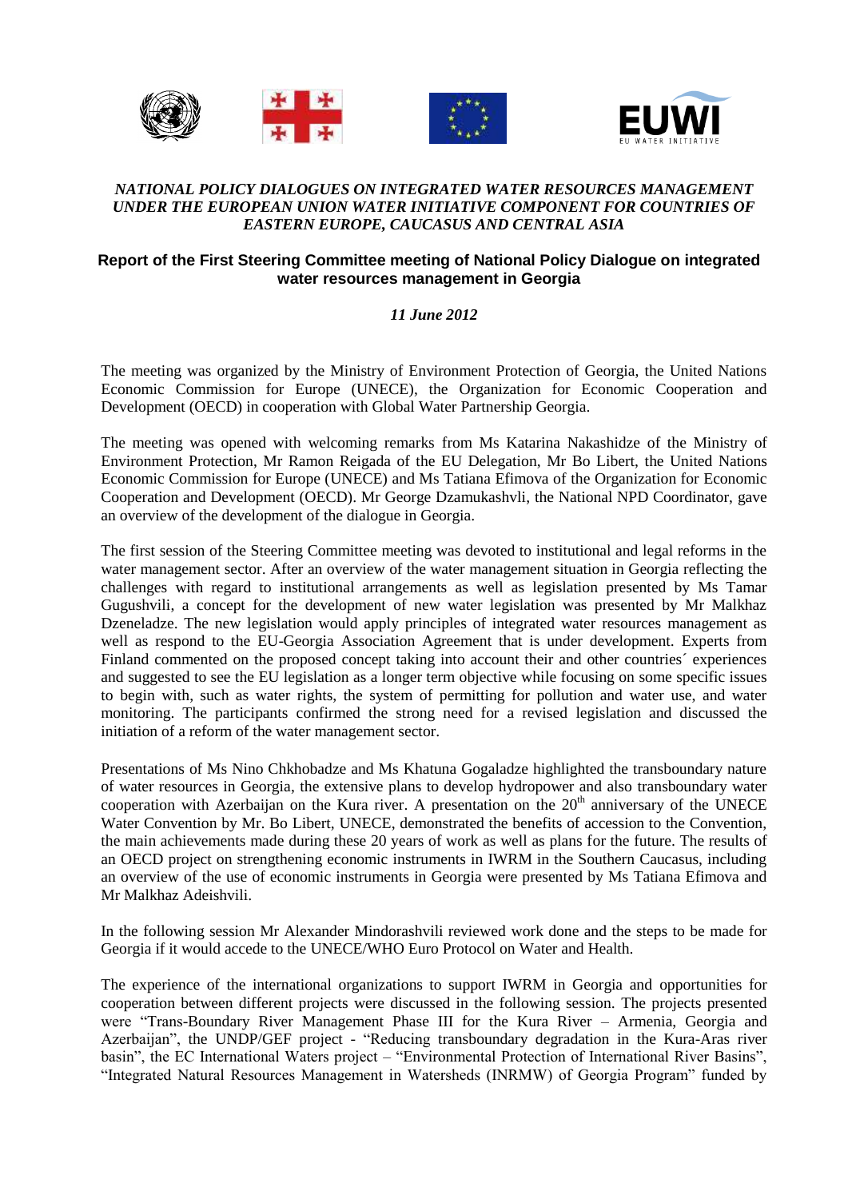*NATIONAL POLICY DIALOGUES ON INTEGRATED WATER RESOURCES MANAGEMENT UNDER THE EUROPEAN UNION WATER INITIATIVE COMPONENT FOR COUNTRIES OF EASTERN EUROPE, CAUCASUS AND CENTRAL ASIA*

# Report of the First Steering Committee meeting of National Policy Dialogue on integrated water resources management in Georgia

*11 June 2012*

The meeting was organized by the Ministry of Environment Protection of Georgia, the United Nations Economic Commission for Europe (UNECE), the Organization for Economic Cooperation and Development (OECD) in cooperation with Global Water Partnership Georgia.

The meeting was opened with welcoming remarks from Ms Katarina Nakashidze of the Ministry of Environment Protection, Mr Ramon Reigada of the EU Delegation, Mr Bo Libert, the United Nations Economic Commission for Europe (UNECE) and Ms Tatiana Efimova of the Organization for Economic Cooperation and Development (OECD). Mr George Dzamukashvli, the National NPD Coordinator, gave an overview of the development of the dialogue in Georgia.

The first session of the Steering Committee meeting was devoted to institutional and legal reforms in the water management sector. After an overview of the water management situation in Georgia reflecting the challenges with regard to institutional arrangements as well as legislation presented by Ms Tamar Gugushvili, a concept for the development of new water legislation was presented by Mr Malkhaz Dzeneladze. The new legislation would apply principles of integrated water resources management as well as respond to the EU-Georgia Association Agreement that is under development. Experts from Finland commented on the proposed concept taking into account their and other countries´ experiences and suggested to see the EU legislation as a longer term objective while focusing on some specific issues to begin with, such as water rights, the system of permitting for pollution and water use, and water monitoring. The participants confirmed the strong need for a revised legislation and discussed the initiation of a reform of the water management sector.

Presentations of Ms Nino Chkhobadze and Ms Khatuna Gogaladze highlighted the transboundary nature of water resources in Georgia, the extensive plans to develop hydropower and also transboundary water cooperation with Azerbaijan on the Kura river. A presentation on the 20th anniversary of the UNECE Water Convention by Mr. Bo Libert, UNECE, demonstrated the benefits of accession to the Convention, the main achievements made during these 20 years of work as well as plans for the future. The results of an OECD project on strengthening economic instruments in IWRM in the Southern Caucasus, including an overview of the use of economic instruments in Georgia were presented by Ms Tatiana Efimova and Mr Malkhaz Adeishvili.

In the following session Mr Alexander Mindorashvili reviewed work done and the steps to be made for Georgia if it would accede to the UNECE/WHO Euro Protocol on Water and Health.

The experience of the international organizations to support IWRM in Georgia and opportunities for cooperation between different projects were discussed in the following session. The projects presented were "Trans-Boundary River Management Phase III for the Kura River – Armenia, Georgia and Azerbaijan", the UNDP/GEF project - "Reducing transboundary degradation in the Kura-Aras river basin", the EC International Waters project – "Environmental Protection of International River Basins", "Integrated Natural Resources Management in Watersheds (INRMW) of Georgia Program" funded by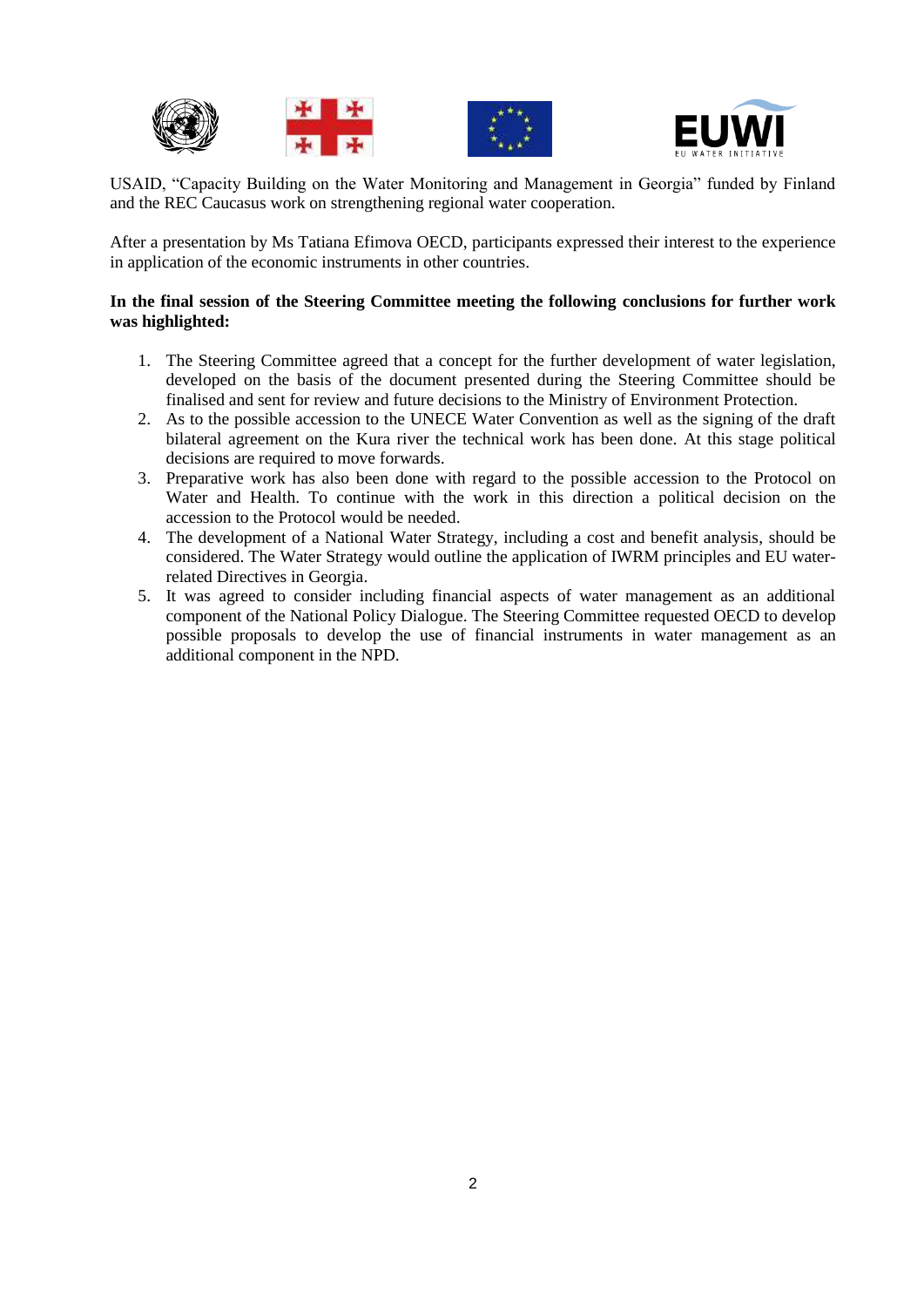USAID, “Capacity Building on the Water Monitoring and Management in Georgia” funded by Finland and the REC Caucasus work on strengthening regional water cooperation.

After a presentation by Ms Tatiana Efimova OECD, participants expressed their interest to the experience in application of the economic instruments in other countries.

**In the final session of the Steering Committee meeting the following conclusions for further work was highlighted:**

1. The Steering Committee agreed that a concept for the further development of water legislation, developed on the basis of the document presented during the Steering Committee should be finalised and sent for review and future decisions to the Ministry of Environment Protection.
2. As to the possible accession to the UNECE Water Convention as well as the signing of the draft bilateral agreement on the Kura river the technical work has been done. At this stage political decisions are required to move forwards.
3. Preparative work has also been done with regard to the possible accession to the Protocol on Water and Health. To continue with the work in this direction a political decision on the accession to the Protocol would be needed.
4. The development of a National Water Strategy, including a cost and benefit analysis, should be considered. The Water Strategy would outline the application of IWRM principles and EU water-related Directives in Georgia.
5. It was agreed to consider including financial aspects of water management as an additional component of the National Policy Dialogue. The Steering Committee requested OECD to develop possible proposals to develop the use of financial instruments in water management as an additional component in the NPD.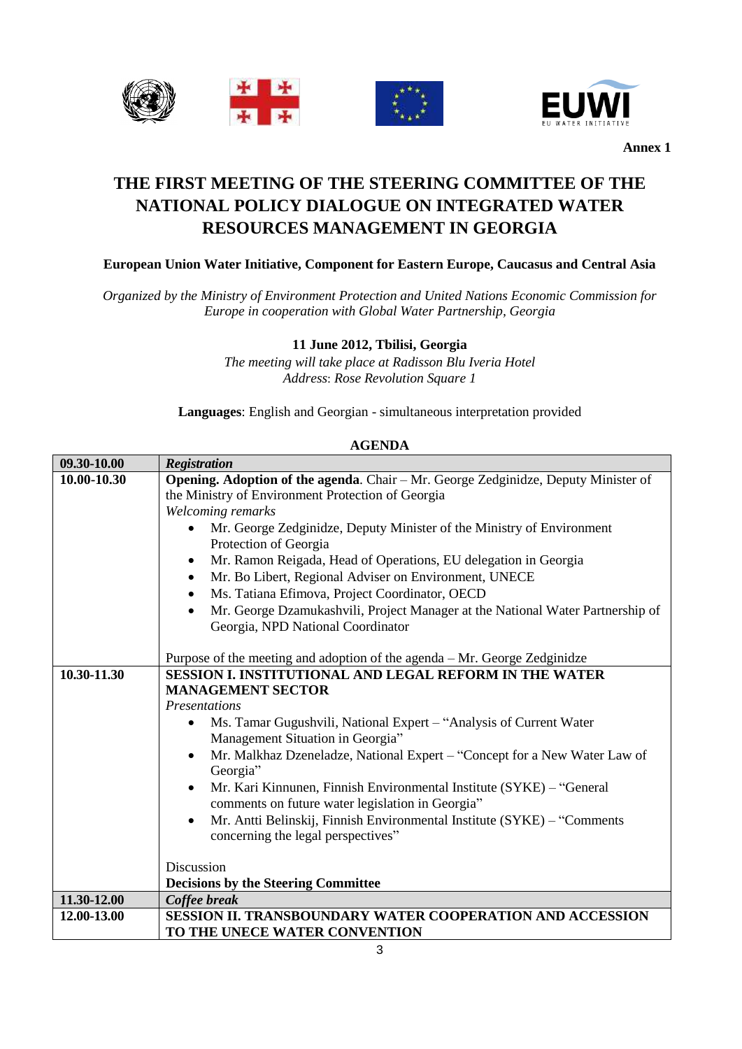**Annex 1**

# THE FIRST MEETING OF THE STEERING COMMITTEE OF THE NATIONAL POLICY DIALOGUE ON INTEGRATED WATER RESOURCES MANAGEMENT IN GEORGIA

**European Union Water Initiative, Component for Eastern Europe, Caucasus and Central Asia**

*Organized by the Ministry of Environment Protection and United Nations Economic Commission for Europe in cooperation with Global Water Partnership, Georgia*

**11 June 2012, Tbilisi, Georgia**

*The meeting will take place at Radisson Blu Iveria Hotel*
*Address: Rose Revolution Square 1*

**Languages**: English and Georgian - simultaneous interpretation provided

**AGENDA**

| **09.30-10.00** | ***Registration*** |
|---|---|
| **10.00-10.30** | **Opening. Adoption of the agenda**. Chair – Mr. George Zedginidze, Deputy Minister of the Ministry of Environment Protection of Georgia<br>*Welcoming remarks*<br>• Mr. George Zedginidze, Deputy Minister of the Ministry of Environment Protection of Georgia<br>• Mr. Ramon Reigada, Head of Operations, EU delegation in Georgia<br>• Mr. Bo Libert, Regional Adviser on Environment, UNECE<br>• Ms. Tatiana Efimova, Project Coordinator, OECD<br>• Mr. George Dzamukashvili, Project Manager at the National Water Partnership of Georgia, NPD National Coordinator<br><br>Purpose of the meeting and adoption of the agenda – Mr. George Zedginidze |
| **10.30-11.30** | **SESSION I. INSTITUTIONAL AND LEGAL REFORM IN THE WATER MANAGEMENT SECTOR**<br>*Presentations*<br>• Ms. Tamar Gugushvili, National Expert – "Analysis of Current Water Management Situation in Georgia"<br>• Mr. Malkhaz Dzeneladze, National Expert – "Concept for a New Water Law of Georgia"<br>• Mr. Kari Kinnunen, Finnish Environmental Institute (SYKE) – "General comments on future water legislation in Georgia"<br>• Mr. Antti Belinskij, Finnish Environmental Institute (SYKE) – "Comments concerning the legal perspectives"<br><br>Discussion<br>**Decisions by the Steering Committee** |
| **11.30-12.00** | ***Coffee break*** |
| **12.00-13.00** | **SESSION II. TRANSBOUNDARY WATER COOPERATION AND ACCESSION TO THE UNECE WATER CONVENTION** |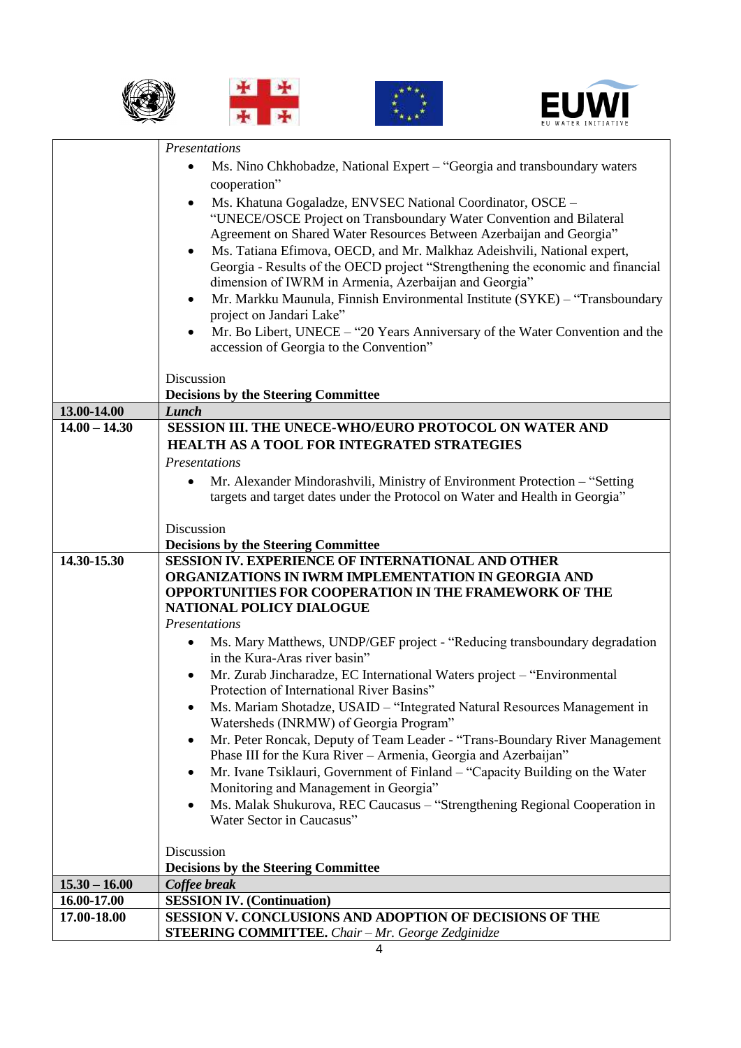| | |
|---|---|
| | *Presentations*<br>• Ms. Nino Chkhobadze, National Expert – "Georgia and transboundary waters cooperation"<br>• Ms. Khatuna Gogaladze, ENVSEC National Coordinator, OSCE – "UNECE/OSCE Project on Transboundary Water Convention and Bilateral Agreement on Shared Water Resources Between Azerbaijan and Georgia"<br>• Ms. Tatiana Efimova, OECD, and Mr. Malkhaz Adeishvili, National expert, Georgia - Results of the OECD project "Strengthening the economic and financial dimension of IWRM in Armenia, Azerbaijan and Georgia"<br>• Mr. Markku Maunula, Finnish Environmental Institute (SYKE) – "Transboundary project on Jandari Lake"<br>• Mr. Bo Libert, UNECE – "20 Years Anniversary of the Water Convention and the accession of Georgia to the Convention"<br><br>Discussion<br>**Decisions by the Steering Committee** |
| **13.00-14.00** | ***Lunch*** |
| **14.00 – 14.30** | **SESSION III. THE UNECE-WHO/EURO PROTOCOL ON WATER AND HEALTH AS A TOOL FOR INTEGRATED STRATEGIES**<br>*Presentations*<br>• Mr. Alexander Mindorashvili, Ministry of Environment Protection – "Setting targets and target dates under the Protocol on Water and Health in Georgia"<br><br>Discussion<br>**Decisions by the Steering Committee** |
| **14.30-15.30** | **SESSION IV. EXPERIENCE OF INTERNATIONAL AND OTHER ORGANIZATIONS IN IWRM IMPLEMENTATION IN GEORGIA AND OPPORTUNITIES FOR COOPERATION IN THE FRAMEWORK OF THE NATIONAL POLICY DIALOGUE**<br>*Presentations*<br>• Ms. Mary Matthews, UNDP/GEF project - "Reducing transboundary degradation in the Kura-Aras river basin"<br>• Mr. Zurab Jincharadze, EC International Waters project – "Environmental Protection of International River Basins"<br>• Ms. Mariam Shotadze, USAID – "Integrated Natural Resources Management in Watersheds (INRMW) of Georgia Program"<br>• Mr. Peter Roncak, Deputy of Team Leader - "Trans-Boundary River Management Phase III for the Kura River – Armenia, Georgia and Azerbaijan"<br>• Mr. Ivane Tsiklauri, Government of Finland – "Capacity Building on the Water Monitoring and Management in Georgia"<br>• Ms. Malak Shukurova, REC Caucasus – "Strengthening Regional Cooperation in Water Sector in Caucasus"<br><br>Discussion<br>**Decisions by the Steering Committee** |
| **15.30 – 16.00** | ***Coffee break*** |
| **16.00-17.00** | **SESSION IV. (Continuation)** |
| **17.00-18.00** | **SESSION V. CONCLUSIONS AND ADOPTION OF DECISIONS OF THE STEERING COMMITTEE.** *Chair – Mr. George Zedginidze* |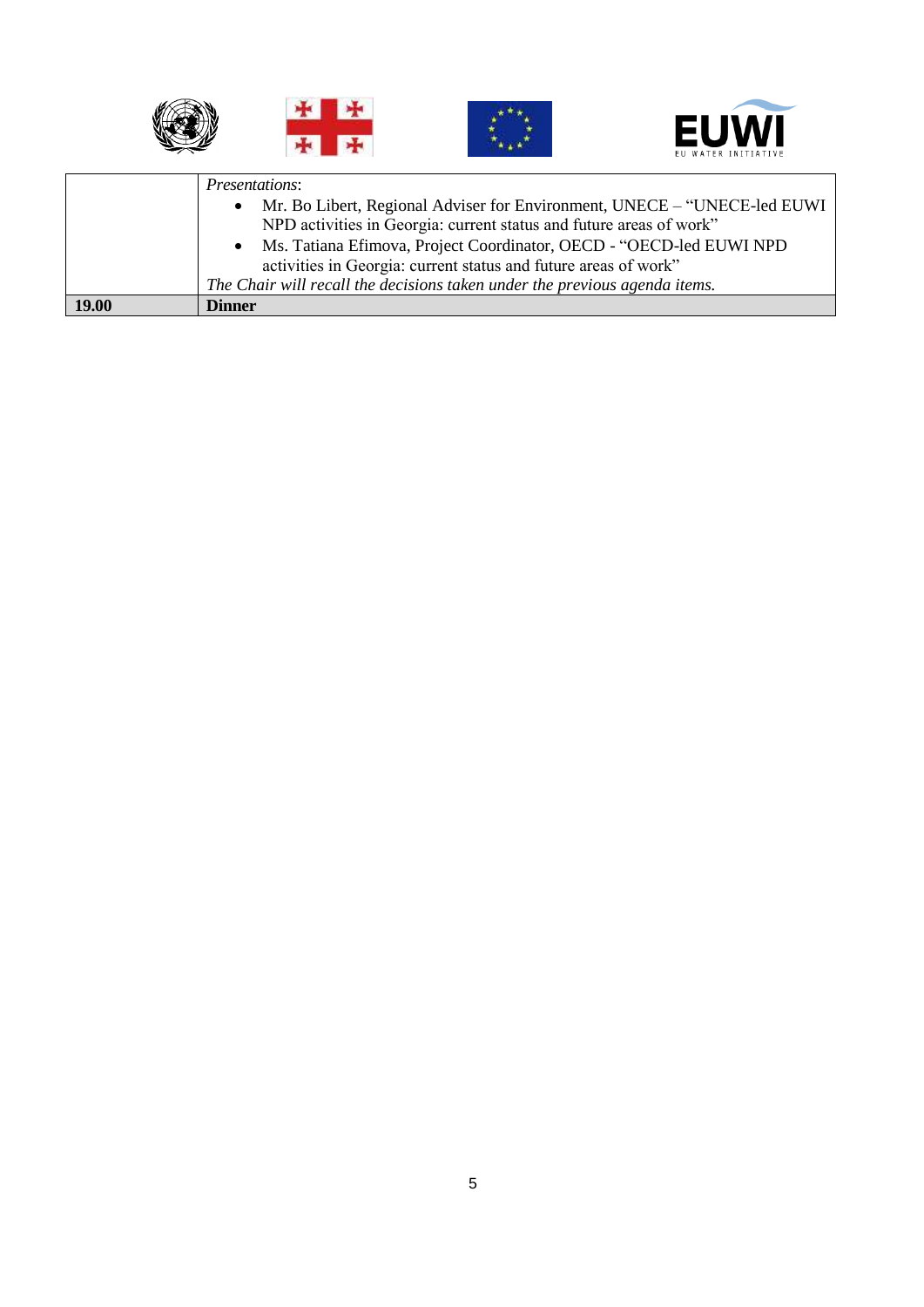| | |
|---|---|
| | *Presentations*:<br>• Mr. Bo Libert, Regional Adviser for Environment, UNECE – "UNECE-led EUWI NPD activities in Georgia: current status and future areas of work"<br>• Ms. Tatiana Efimova, Project Coordinator, OECD - "OECD-led EUWI NPD activities in Georgia: current status and future areas of work"<br>*The Chair will recall the decisions taken under the previous agenda items.* |
| **19.00** | **Dinner** |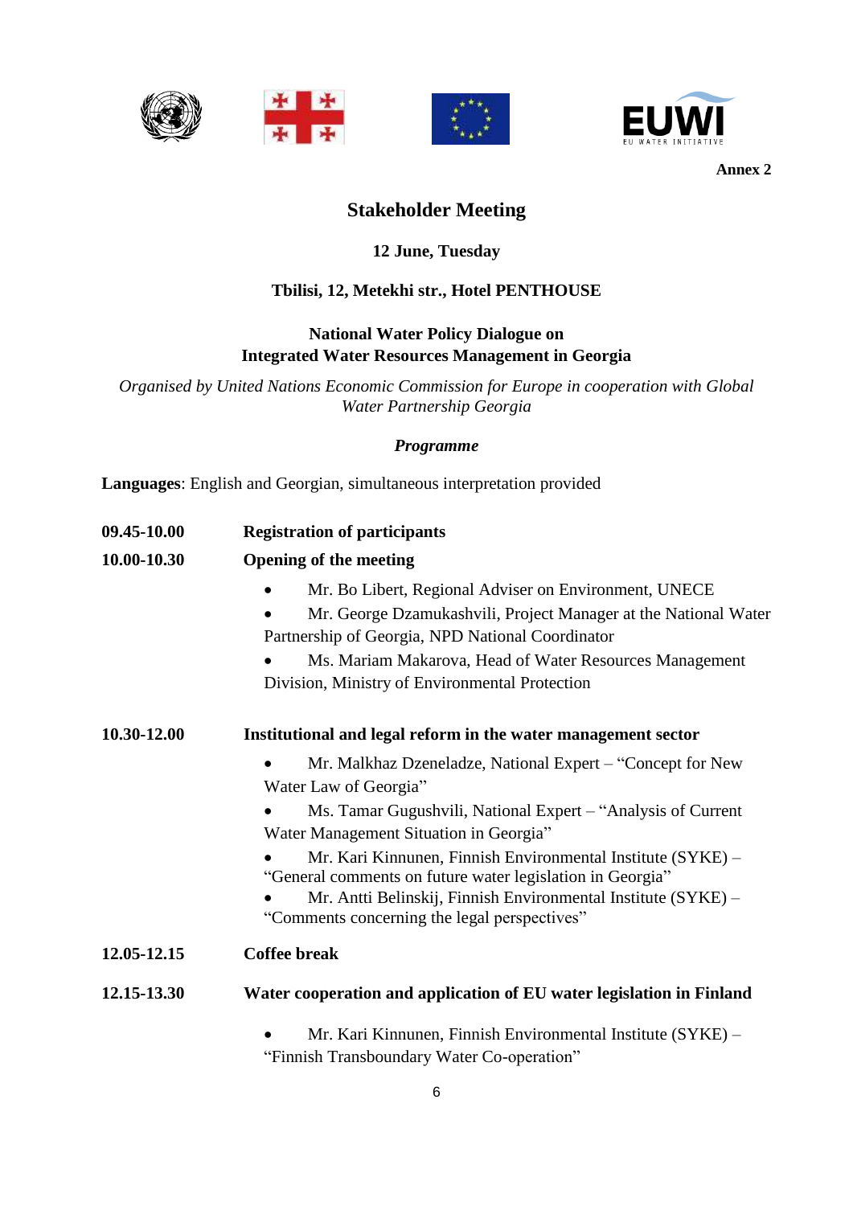**Annex 2**

## Stakeholder Meeting

**12 June, Tuesday**

**Tbilisi, 12, Metekhi str., Hotel PENTHOUSE**

**National Water Policy Dialogue on**
**Integrated Water Resources Management in Georgia**

*Organised by United Nations Economic Commission for Europe in cooperation with Global Water Partnership Georgia*

***Programme***

**Languages**: English and Georgian, simultaneous interpretation provided

**09.45-10.00** **Registration of participants**

**10.00-10.30** **Opening of the meeting**

- Mr. Bo Libert, Regional Adviser on Environment, UNECE
- Mr. George Dzamukashvili, Project Manager at the National Water Partnership of Georgia, NPD National Coordinator
- Ms. Mariam Makarova, Head of Water Resources Management Division, Ministry of Environmental Protection

**10.30-12.00** **Institutional and legal reform in the water management sector**

- Mr. Malkhaz Dzeneladze, National Expert – "Concept for New Water Law of Georgia"
- Ms. Tamar Gugushvili, National Expert – "Analysis of Current Water Management Situation in Georgia"
- Mr. Kari Kinnunen, Finnish Environmental Institute (SYKE) – "General comments on future water legislation in Georgia"
- Mr. Antti Belinskij, Finnish Environmental Institute (SYKE) – "Comments concerning the legal perspectives"

**12.05-12.15** **Coffee break**

**12.15-13.30** **Water cooperation and application of EU water legislation in Finland**

- Mr. Kari Kinnunen, Finnish Environmental Institute (SYKE) – "Finnish Transboundary Water Co-operation"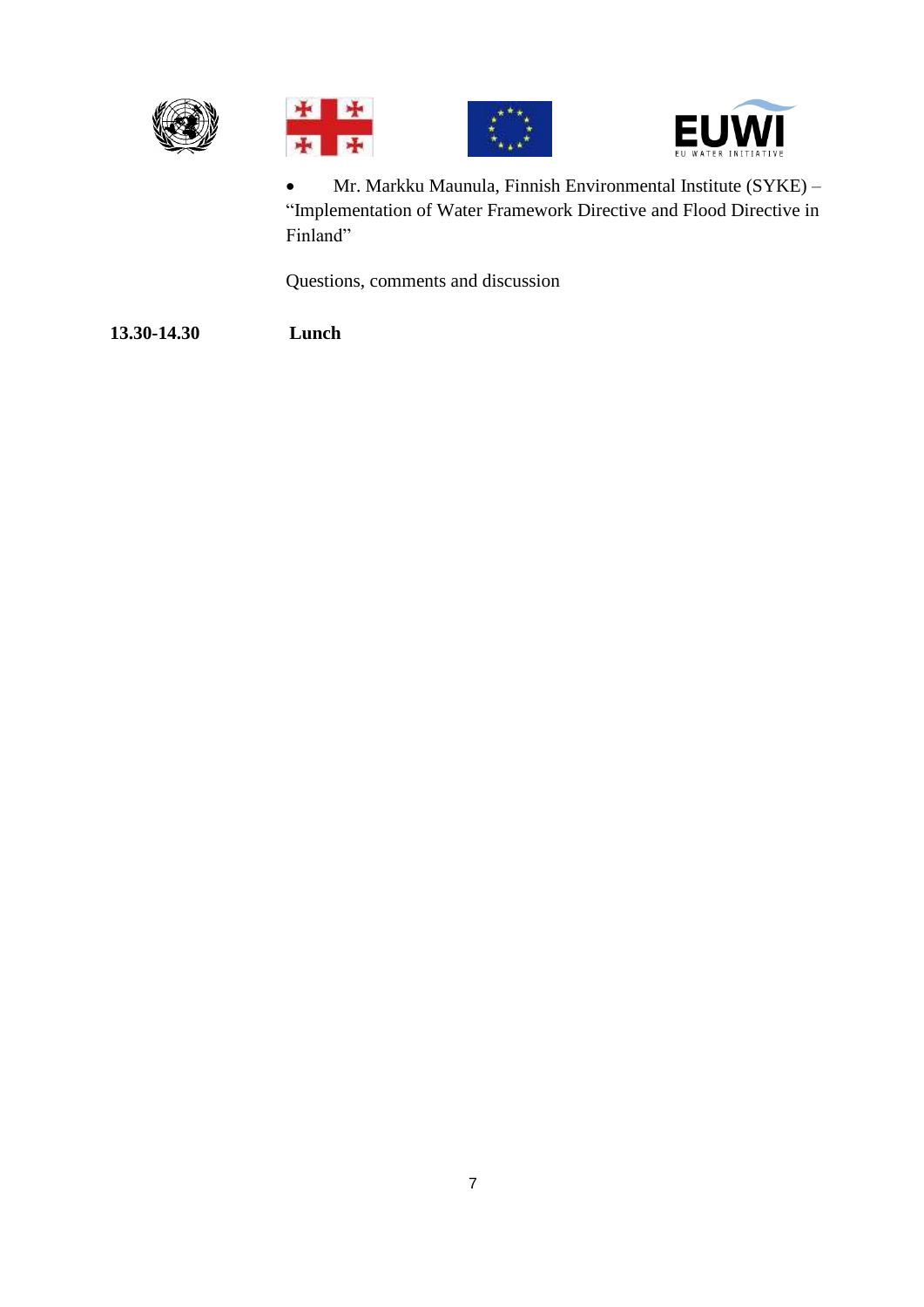- Mr. Markku Maunula, Finnish Environmental Institute (SYKE) – "Implementation of Water Framework Directive and Flood Directive in Finland"

Questions, comments and discussion

**13.30-14.30** **Lunch**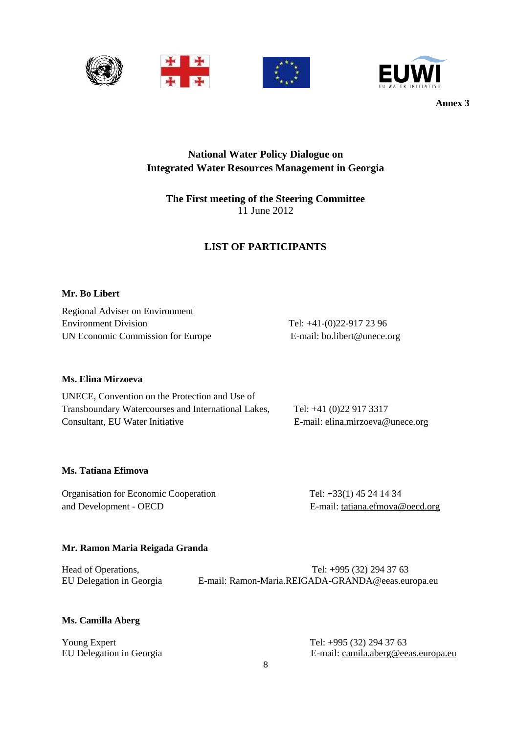**Annex 3**

**National Water Policy Dialogue on
Integrated Water Resources Management in Georgia**

**The First meeting of the Steering Committee**
11 June 2012

**LIST OF PARTICIPANTS**

**Mr. Bo Libert**

Regional Adviser on Environment
Environment Division
UN Economic Commission for Europe

Tel: +41-(0)22-917 23 96
E-mail: bo.libert@unece.org

**Ms. Elina Mirzoeva**

UNECE, Convention on the Protection and Use of Transboundary Watercourses and International Lakes, Consultant, EU Water Initiative

Tel: +41 (0)22 917 3317
E-mail: elina.mirzoeva@unece.org

**Ms. Tatiana Efimova**

Organisation for Economic Cooperation and Development - OECD

Tel: +33(1) 45 24 14 34
E-mail: tatiana.efmova@oecd.org

**Mr. Ramon Maria Reigada Granda**

Head of Operations,
EU Delegation in Georgia

Tel: +995 (32) 294 37 63
E-mail: Ramon-Maria.REIGADA-GRANDA@eeas.europa.eu

**Ms. Camilla Aberg**

Young Expert
EU Delegation in Georgia

Tel: +995 (32) 294 37 63
E-mail: camila.aberg@eeas.europa.eu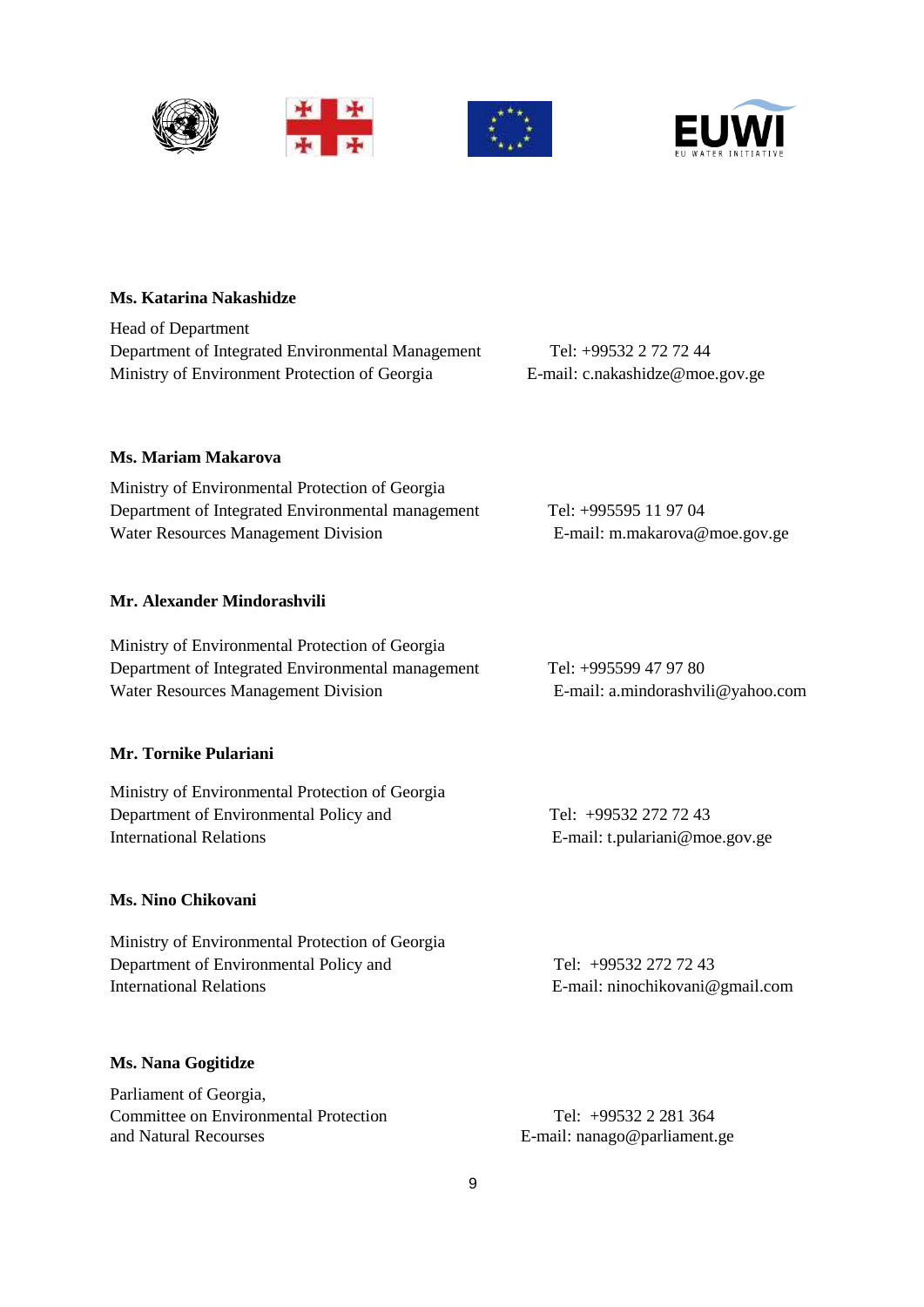**Ms. Katarina Nakashidze**

Head of Department
Department of Integrated Environmental Management
Ministry of Environment Protection of Georgia

Tel: +99532 2 72 72 44
E-mail: c.nakashidze@moe.gov.ge

**Ms. Mariam Makarova**

Ministry of Environmental Protection of Georgia
Department of Integrated Environmental management
Water Resources Management Division

Tel: +995595 11 97 04
E-mail: m.makarova@moe.gov.ge

**Mr. Alexander Mindorashvili**

Ministry of Environmental Protection of Georgia
Department of Integrated Environmental management
Water Resources Management Division

Tel: +995599 47 97 80
E-mail: a.mindorashvili@yahoo.com

**Mr. Tornike Pulariani**

Ministry of Environmental Protection of Georgia
Department of Environmental Policy and
International Relations

Tel: +99532 272 72 43
E-mail: t.pulariani@moe.gov.ge

**Ms. Nino Chikovani**

Ministry of Environmental Protection of Georgia
Department of Environmental Policy and
International Relations

Tel: +99532 272 72 43
E-mail: ninochikovani@gmail.com

**Ms. Nana Gogitidze**

Parliament of Georgia,
Committee on Environmental Protection
and Natural Recourses

Tel: +99532 2 281 364
E-mail: nanago@parliament.ge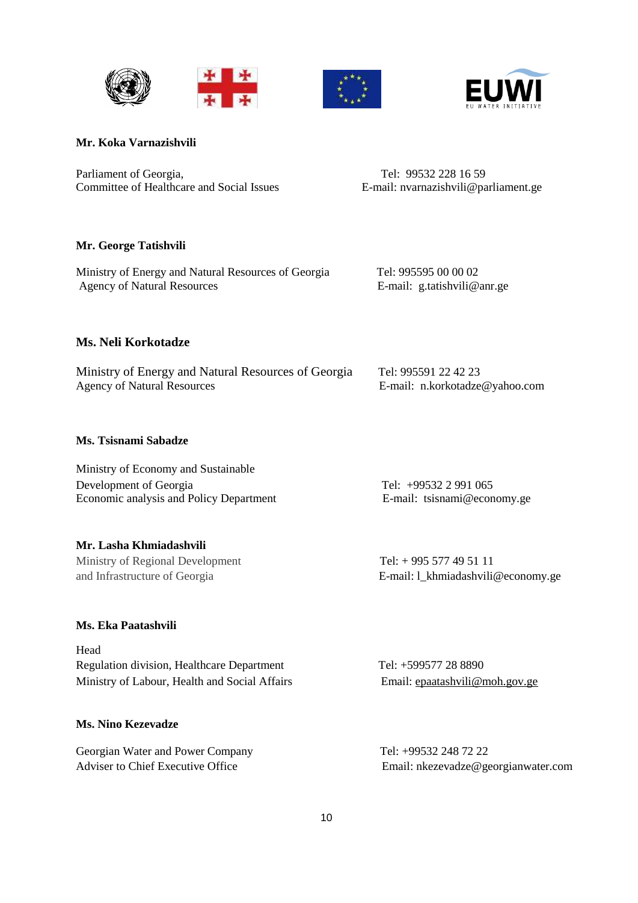**Mr. Koka Varnazishvili**

Parliament of Georgia,
Committee of Healthcare and Social Issues

Tel: 99532 228 16 59
E-mail: nvarnazishvili@parliament.ge

**Mr. George Tatishvili**

Ministry of Energy and Natural Resources of Georgia
Agency of Natural Resources

Tel: 995595 00 00 02
E-mail: g.tatishvili@anr.ge

**Ms. Neli Korkotadze**

Ministry of Energy and Natural Resources of Georgia
Agency of Natural Resources

Tel: 995591 22 42 23
E-mail: n.korkotadze@yahoo.com

**Ms. Tsisnami Sabadze**

Ministry of Economy and Sustainable
Development of Georgia
Economic analysis and Policy Department

Tel: +99532 2 991 065
E-mail: tsisnami@economy.ge

**Mr. Lasha Khmiadashvili**

Ministry of Regional Development
and Infrastructure of Georgia

Tel: + 995 577 49 51 11
E-mail: l_khmiadashvili@economy.ge

**Ms. Eka Paatashvili**

Head
Regulation division, Healthcare Department
Ministry of Labour, Health and Social Affairs

Tel: +599577 28 8890
Email: epaatashvili@moh.gov.ge

**Ms. Nino Kezevadze**

Georgian Water and Power Company
Adviser to Chief Executive Office

Tel: +99532 248 72 22
Email: nkezevadze@georgianwater.com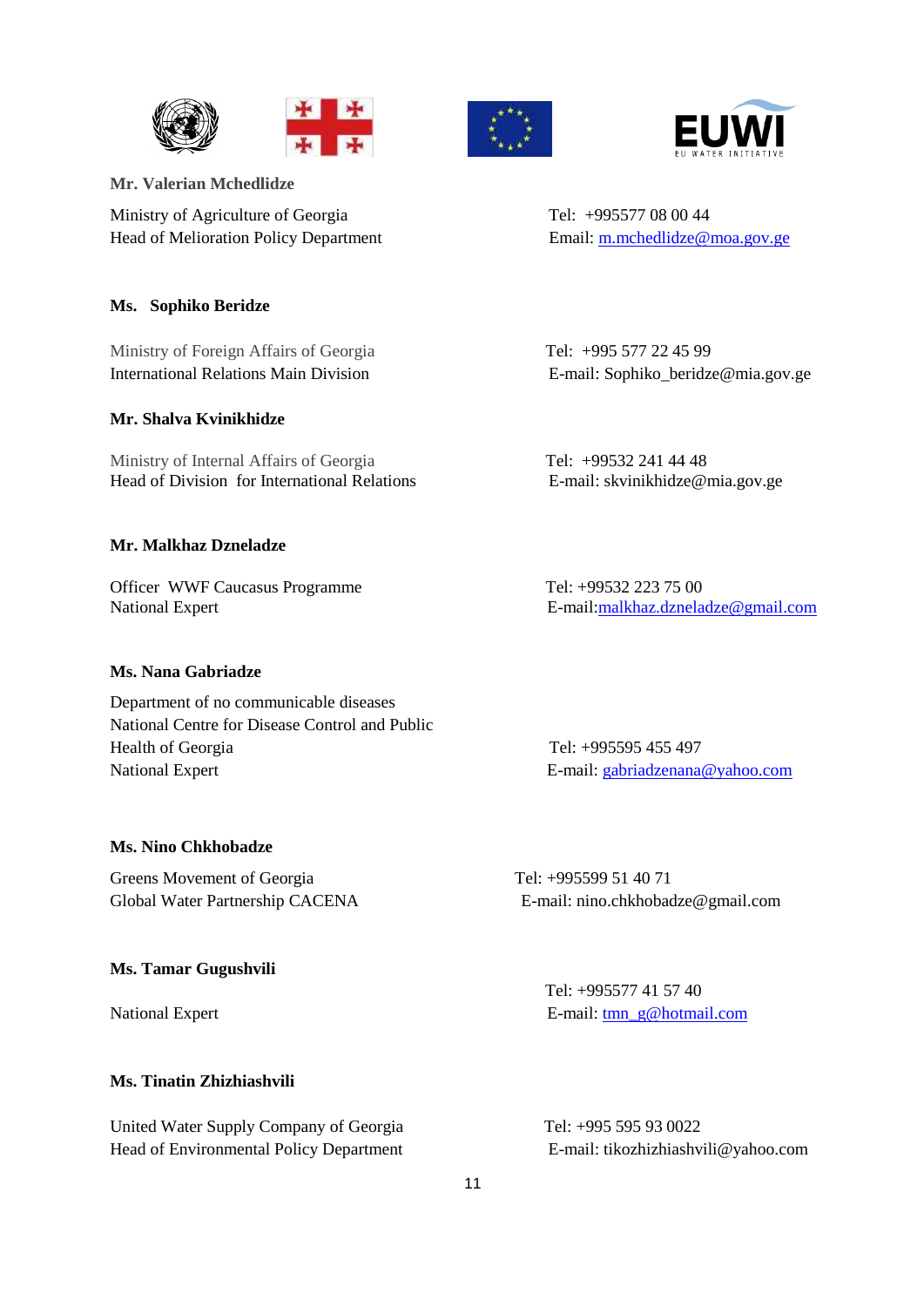**Mr. Valerian Mchedlidze**

Ministry of Agriculture of Georgia
Head of Melioration Policy Department

Tel: +995577 08 00 44
Email: m.mchedlidze@moa.gov.ge

**Ms. Sophiko Beridze**

Ministry of Foreign Affairs of Georgia
International Relations Main Division

Tel: +995 577 22 45 99
E-mail: Sophiko_beridze@mia.gov.ge

**Mr. Shalva Kvinikhidze**

Ministry of Internal Affairs of Georgia
Head of Division for International Relations

Tel: +99532 241 44 48
E-mail: skvinikhidze@mia.gov.ge

**Mr. Malkhaz Dzneladze**

Officer WWF Caucasus Programme
National Expert

Tel: +99532 223 75 00
E-mail:malkhaz.dzneladze@gmail.com

**Ms. Nana Gabriadze**

Department of no communicable diseases
National Centre for Disease Control and Public Health of Georgia
National Expert

Tel: +995595 455 497
E-mail: gabriadzenana@yahoo.com

**Ms. Nino Chkhobadze**

Greens Movement of Georgia
Global Water Partnership CACENA

Tel: +995599 51 40 71
E-mail: nino.chkhobadze@gmail.com

**Ms. Tamar Gugushvili**

National Expert

Tel: +995577 41 57 40
E-mail: tmn_g@hotmail.com

**Ms. Tinatin Zhizhiashvili**

United Water Supply Company of Georgia
Head of Environmental Policy Department

Tel: +995 595 93 0022
E-mail: tikozhizhiashvili@yahoo.com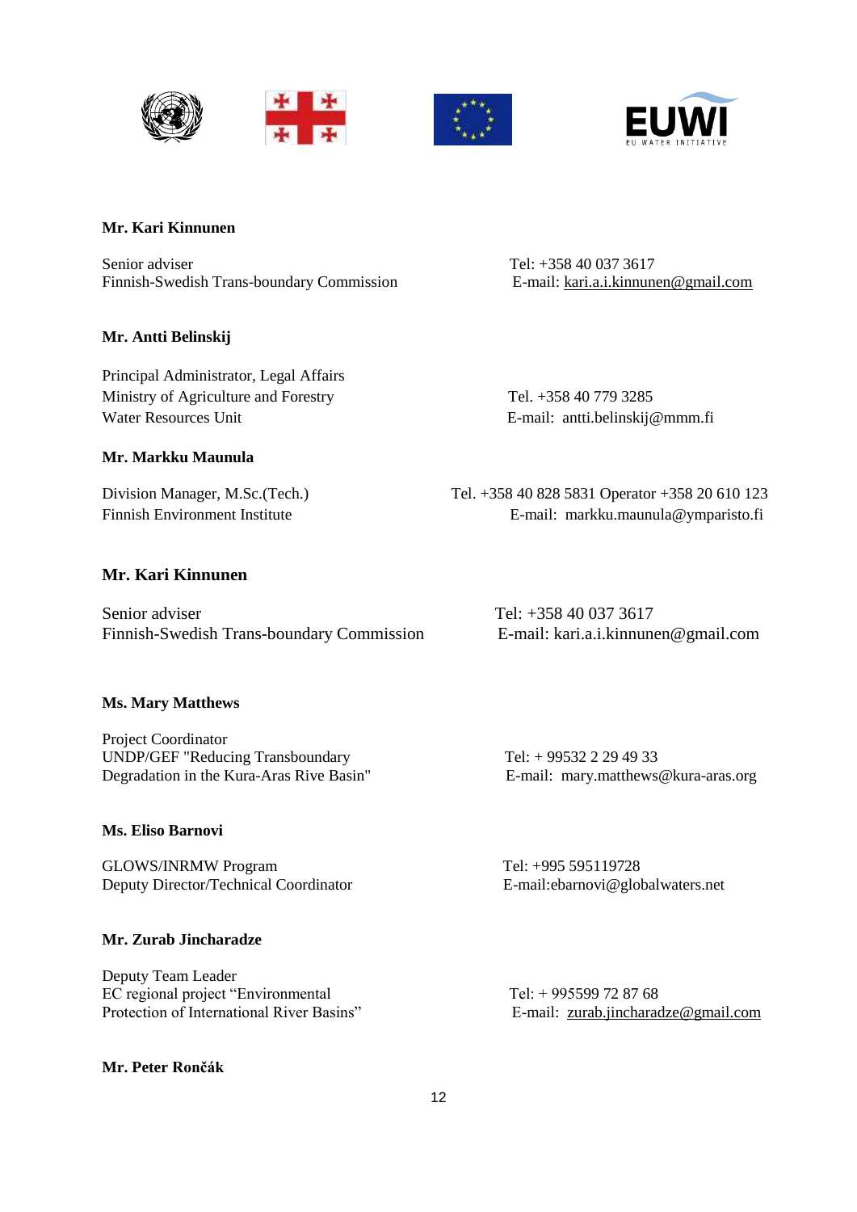**Mr. Kari Kinnunen**

Senior adviser
Finnish-Swedish Trans-boundary Commission

Tel: +358 40 037 3617
E-mail: kari.a.i.kinnunen@gmail.com

**Mr. Antti Belinskij**

Principal Administrator, Legal Affairs
Ministry of Agriculture and Forestry
Water Resources Unit

Tel. +358 40 779 3285
E-mail: antti.belinskij@mmm.fi

**Mr. Markku Maunula**

Division Manager, M.Sc.(Tech.)
Finnish Environment Institute

Tel. +358 40 828 5831 Operator +358 20 610 123
E-mail: markku.maunula@ymparisto.fi

**Mr. Kari Kinnunen**

Senior adviser
Finnish-Swedish Trans-boundary Commission

Tel: +358 40 037 3617
E-mail: kari.a.i.kinnunen@gmail.com

**Ms. Mary Matthews**

Project Coordinator
UNDP/GEF "Reducing Transboundary Degradation in the Kura-Aras Rive Basin"

Tel: + 99532 2 29 49 33
E-mail: mary.matthews@kura-aras.org

**Ms. Eliso Barnovi**

GLOWS/INRMW Program
Deputy Director/Technical Coordinator

Tel: +995 595119728
E-mail:ebarnovi@globalwaters.net

**Mr. Zurab Jincharadze**

Deputy Team Leader
EC regional project "Environmental Protection of International River Basins"

Tel: + 995599 72 87 68
E-mail: zurab.jincharadze@gmail.com

**Mr. Peter Rončák**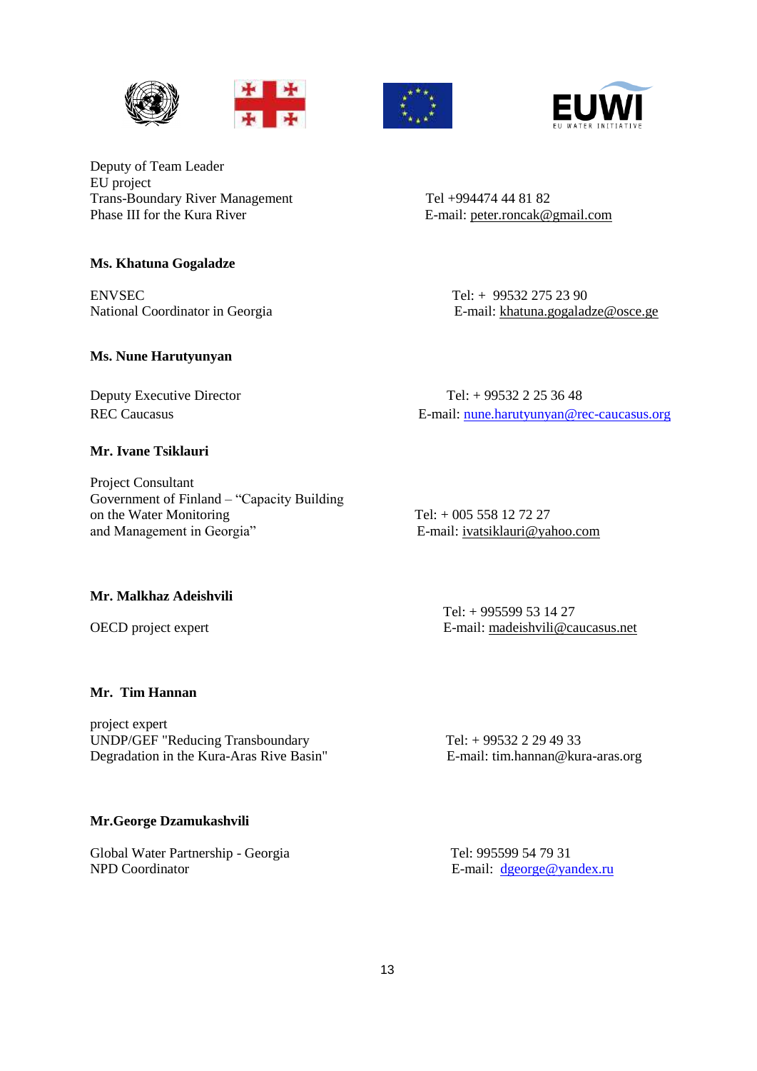Deputy of Team Leader
EU project
Trans-Boundary River Management
Phase III for the Kura River

Tel +994474 44 81 82
E-mail: peter.roncak@gmail.com

**Ms. Khatuna Gogaladze**

ENVSEC
National Coordinator in Georgia

Tel: + 99532 275 23 90
E-mail: khatuna.gogaladze@osce.ge

**Ms. Nune Harutyunyan**

Deputy Executive Director
REC Caucasus

Tel: + 99532 2 25 36 48
E-mail: nune.harutyunyan@rec-caucasus.org

**Mr. Ivane Tsiklauri**

Project Consultant
Government of Finland – "Capacity Building on the Water Monitoring and Management in Georgia"

Tel: + 005 558 12 72 27
E-mail: ivatsiklauri@yahoo.com

**Mr. Malkhaz Adeishvili**

OECD project expert

Tel: + 995599 53 14 27
E-mail: madeishvili@caucasus.net

**Mr. Tim Hannan**

project expert
UNDP/GEF "Reducing Transboundary Degradation in the Kura-Aras Rive Basin"

Tel: + 99532 2 29 49 33
E-mail: tim.hannan@kura-aras.org

**Mr.George Dzamukashvili**

Global Water Partnership - Georgia
NPD Coordinator

Tel: 995599 54 79 31
E-mail: dgeorge@yandex.ru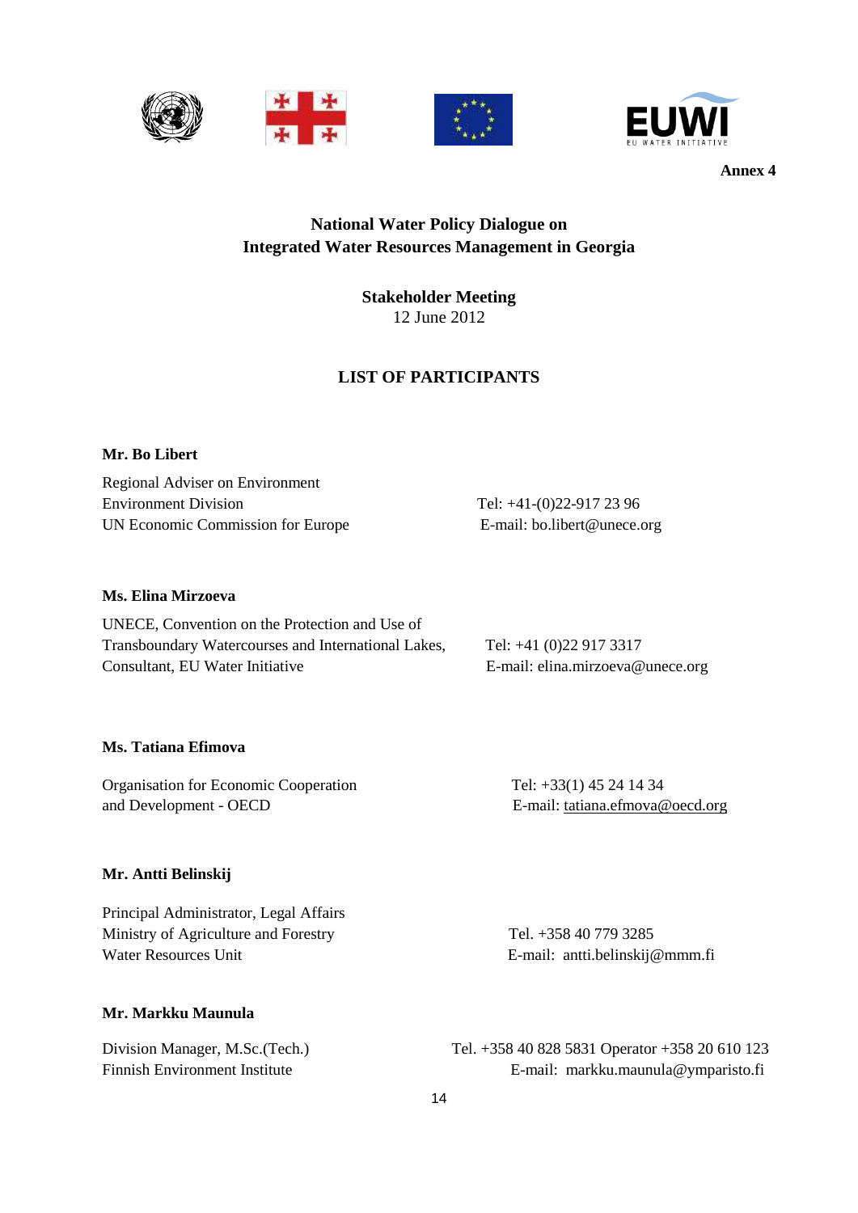**Annex 4**

## National Water Policy Dialogue on Integrated Water Resources Management in Georgia

**Stakeholder Meeting**
12 June 2012

### LIST OF PARTICIPANTS

**Mr. Bo Libert**

Regional Adviser on Environment
Environment Division
UN Economic Commission for Europe

Tel: +41-(0)22-917 23 96
E-mail: bo.libert@unece.org

**Ms. Elina Mirzoeva**

UNECE, Convention on the Protection and Use of Transboundary Watercourses and International Lakes, Consultant, EU Water Initiative

Tel: +41 (0)22 917 3317
E-mail: elina.mirzoeva@unece.org

**Ms. Tatiana Efimova**

Organisation for Economic Cooperation and Development - OECD

Tel: +33(1) 45 24 14 34
E-mail: tatiana.efmova@oecd.org

**Mr. Antti Belinskij**

Principal Administrator, Legal Affairs
Ministry of Agriculture and Forestry
Water Resources Unit

Tel. +358 40 779 3285
E-mail: antti.belinskij@mmm.fi

**Mr. Markku Maunula**

Division Manager, M.Sc.(Tech.)
Finnish Environment Institute

Tel. +358 40 828 5831 Operator +358 20 610 123
E-mail: markku.maunula@ymparisto.fi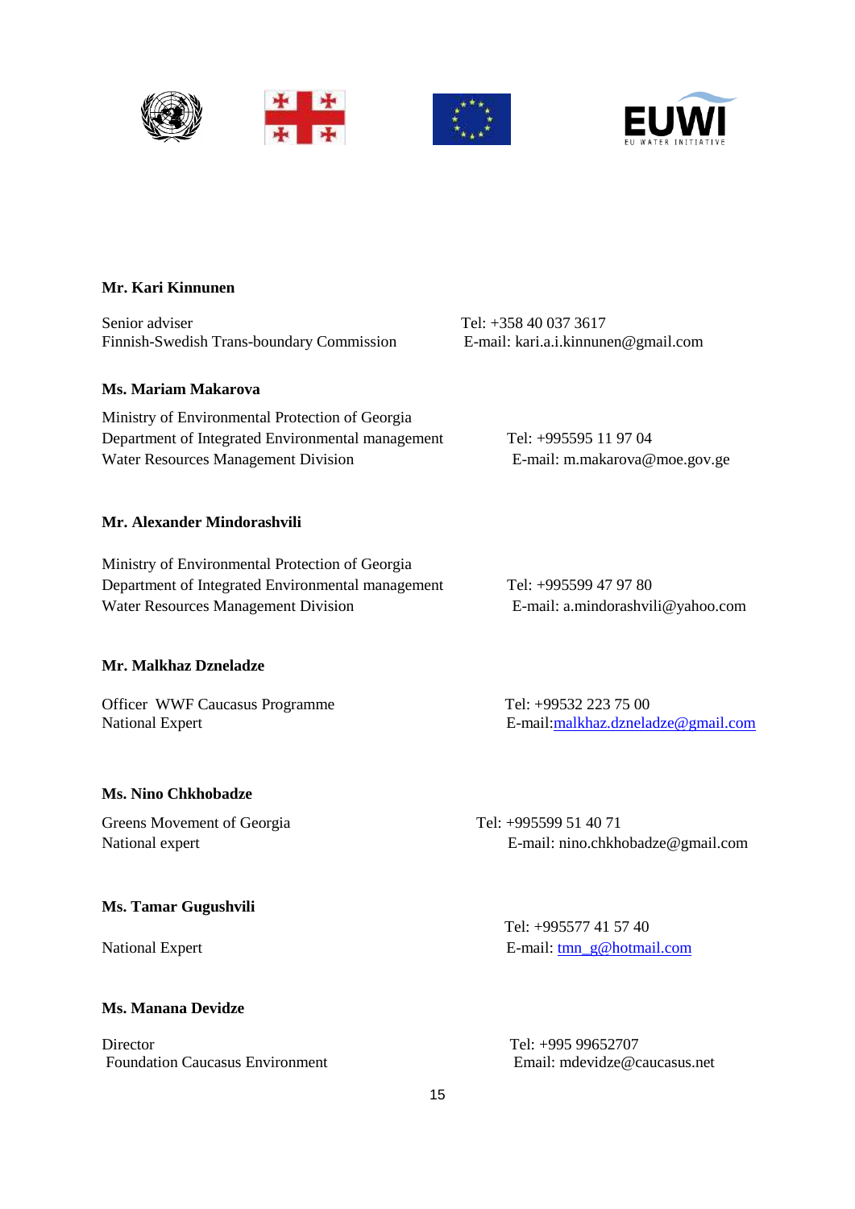**Mr. Kari Kinnunen**

Senior adviser
Finnish-Swedish Trans-boundary Commission

Tel: +358 40 037 3617
E-mail: kari.a.i.kinnunen@gmail.com

**Ms. Mariam Makarova**

Ministry of Environmental Protection of Georgia
Department of Integrated Environmental management
Water Resources Management Division

Tel: +995595 11 97 04
E-mail: m.makarova@moe.gov.ge

**Mr. Alexander Mindorashvili**

Ministry of Environmental Protection of Georgia
Department of Integrated Environmental management
Water Resources Management Division

Tel: +995599 47 97 80
E-mail: a.mindorashvili@yahoo.com

**Mr. Malkhaz Dzneladze**

Officer WWF Caucasus Programme
National Expert

Tel: +99532 223 75 00
E-mail:malkhaz.dzneladze@gmail.com

**Ms. Nino Chkhobadze**

Greens Movement of Georgia
National expert

Tel: +995599 51 40 71
E-mail: nino.chkhobadze@gmail.com

**Ms. Tamar Gugushvili**

National Expert

Tel: +995577 41 57 40
E-mail: tmn_g@hotmail.com

**Ms. Manana Devidze**

Director
Foundation Caucasus Environment

Tel: +995 99652707
Email: mdevidze@caucasus.net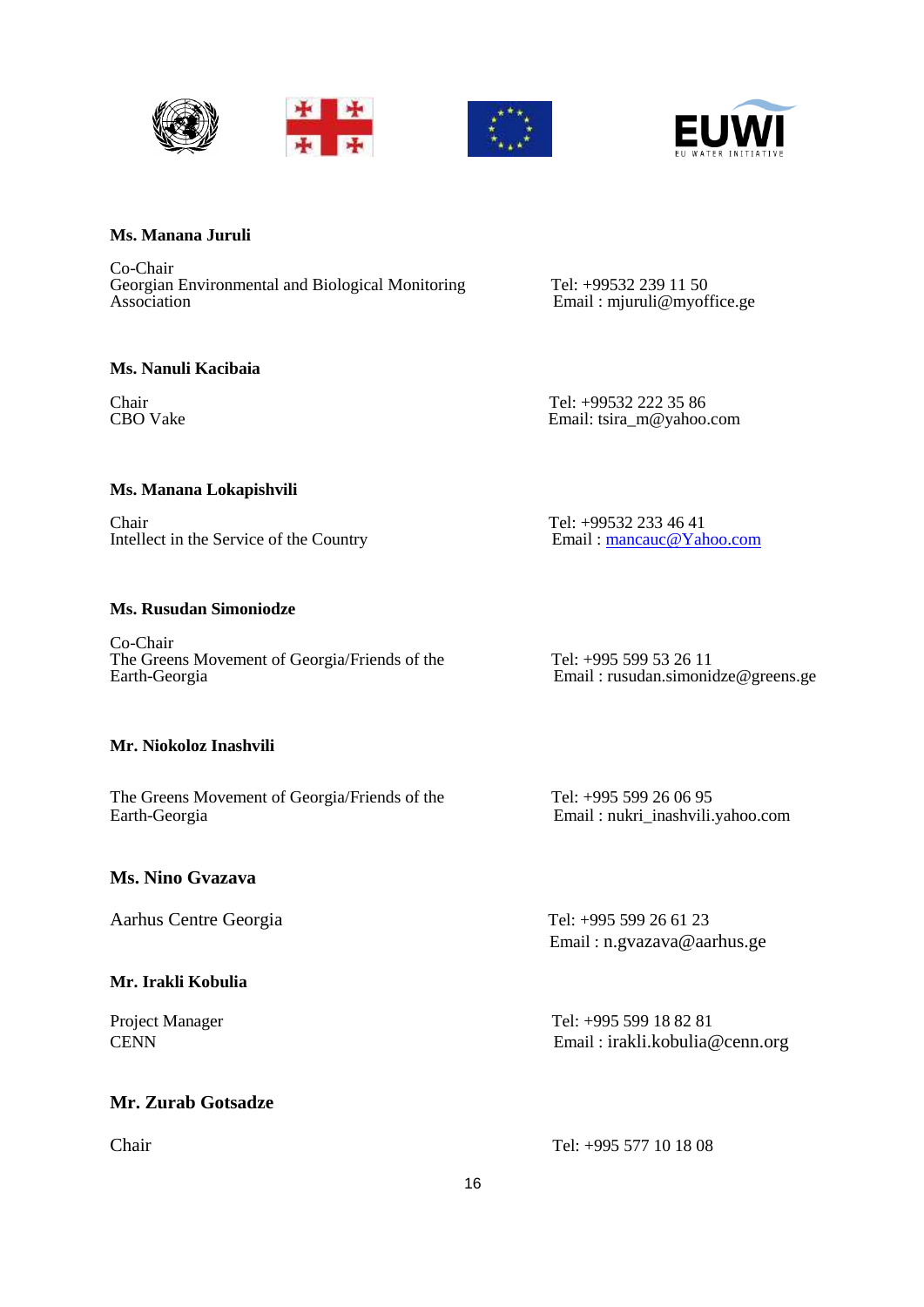**Ms. Manana Juruli**

Co-Chair
Georgian Environmental and Biological Monitoring Association

Tel: +99532 239 11 50
Email : mjuruli@myoffice.ge

**Ms. Nanuli Kacibaia**

Chair
CBO Vake

Tel: +99532 222 35 86
Email: tsira_m@yahoo.com

**Ms. Manana Lokapishvili**

Chair
Intellect in the Service of the Country

Tel: +99532 233 46 41
Email : mancauc@Yahoo.com

**Ms. Rusudan Simoniodze**

Co-Chair
The Greens Movement of Georgia/Friends of the Earth-Georgia

Tel: +995 599 53 26 11
Email : rusudan.simonidze@greens.ge

**Mr. Niokoloz Inashvili**

The Greens Movement of Georgia/Friends of the Earth-Georgia

Tel: +995 599 26 06 95
Email : nukri_inashvili.yahoo.com

**Ms. Nino Gvazava**

Aarhus Centre Georgia

Tel: +995 599 26 61 23
Email : n.gvazava@aarhus.ge

**Mr. Irakli Kobulia**

Project Manager
CENN

Tel: +995 599 18 82 81
Email : irakli.kobulia@cenn.org

**Mr. Zurab Gotsadze**

Chair

Tel: +995 577 10 18 08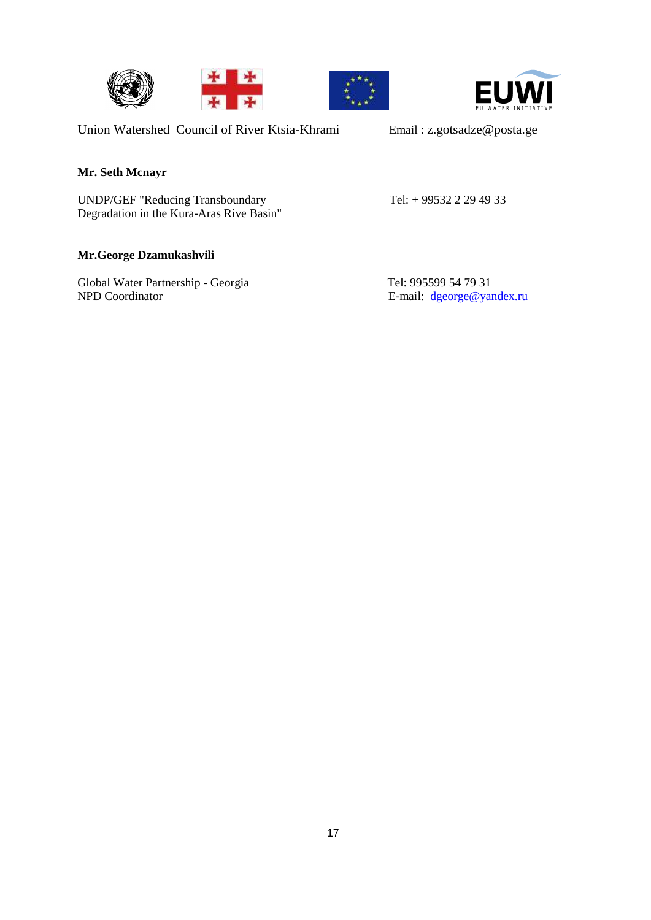Union Watershed Council of River Ktsia-Khrami — Email : z.gotsadze@posta.ge

**Mr. Seth Mcnayr**

UNDP/GEF "Reducing Transboundary Degradation in the Kura-Aras Rive Basin" — Tel: + 99532 2 29 49 33

**Mr.George Dzamukashvili**

Global Water Partnership - Georgia
NPD Coordinator

Tel: 995599 54 79 31
E-mail: dgeorge@yandex.ru